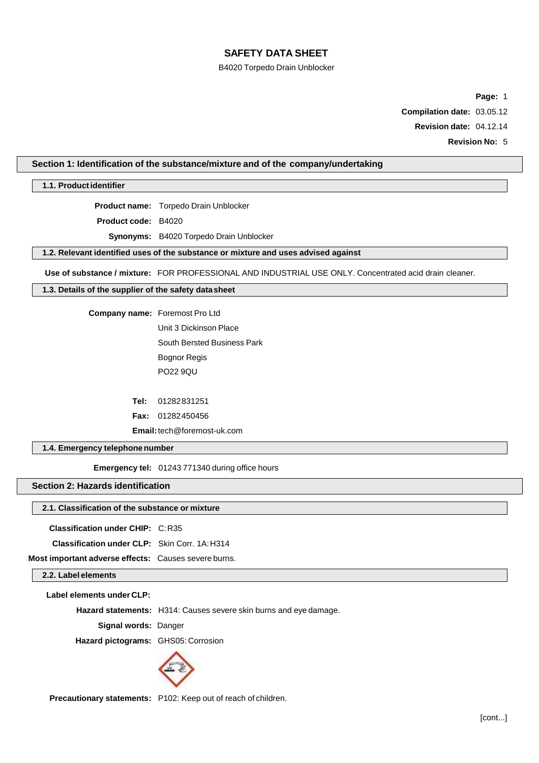# SAFETY DATA SHEET

B4020 Torpedo Drain Unblocker

**Compilation date:** 03.05.12

**Revision date:** 04.12.14

**Revision No:** 5

## Section 1: Identification of the substance/mixture and of the company/undertaking

### 1.1. Product identifier

**Product name:** Torpedo Drain Unblocker

**Product code:** B4020

**Synonyms:** B4020 Torpedo Drain Unblocker

### 1.2. Relevant identified uses of the substance or mixture and uses advised against

**Use of substance / mixture:** FOR PROFESSIONAL AND INDUSTRIAL USE ONLY. Concentrated acid drain cleaner.

### 1.3. Details of the supplier of the safety data sheet

**Company name:** Foremost Pro Ltd
Unit 3 Dickinson Place
South Bersted Business Park
Bognor Regis
PO22 9QU

**Tel:** 01282 831251

**Fax:** 01282 450456

**Email:** tech@foremost-uk.com

### 1.4. Emergency telephone number

**Emergency tel:** 01243 771340 during office hours

## Section 2: Hazards identification

### 2.1. Classification of the substance or mixture

**Classification under CHIP:** C: R35

**Classification under CLP:** Skin Corr. 1A: H314

**Most important adverse effects:** Causes severe burns.

### 2.2. Label elements

**Label elements under CLP:**

**Hazard statements:** H314: Causes severe skin burns and eye damage.

**Signal words:** Danger

**Hazard pictograms:** GHS05: Corrosion

**Precautionary statements:** P102: Keep out of reach of children.

[cont...]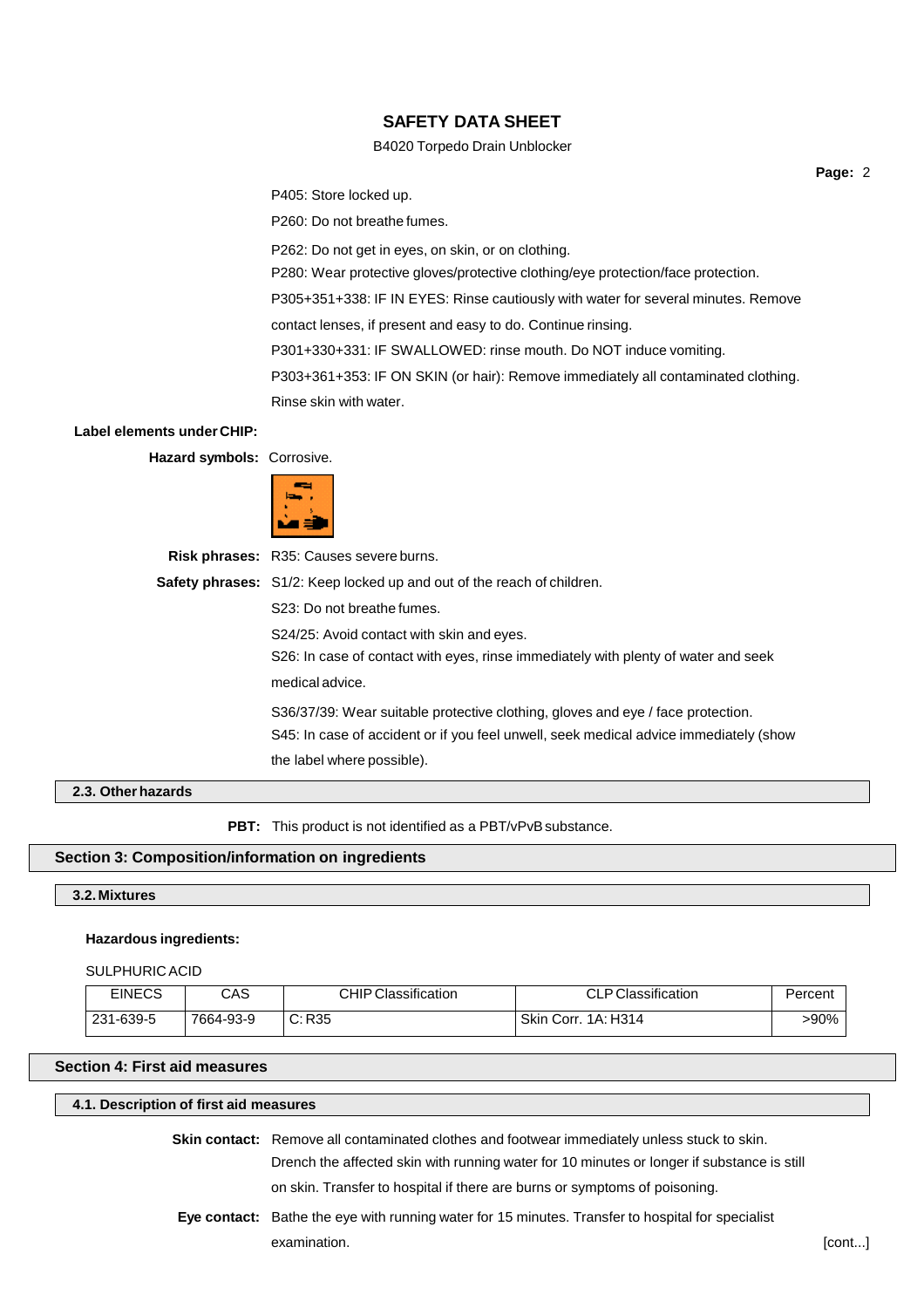P405: Store locked up.

P260: Do not breathe fumes.

P262: Do not get in eyes, on skin, or on clothing.

P280: Wear protective gloves/protective clothing/eye protection/face protection.

P305+351+338: IF IN EYES: Rinse cautiously with water for several minutes. Remove contact lenses, if present and easy to do. Continue rinsing.

P301+330+331: IF SWALLOWED: rinse mouth. Do NOT induce vomiting.

P303+361+353: IF ON SKIN (or hair): Remove immediately all contaminated clothing. Rinse skin with water.

**Label elements under CHIP:**

**Hazard symbols:** Corrosive.

**Risk phrases:** R35: Causes severe burns.

**Safety phrases:** S1/2: Keep locked up and out of the reach of children.

S23: Do not breathe fumes.

S24/25: Avoid contact with skin and eyes.

S26: In case of contact with eyes, rinse immediately with plenty of water and seek medical advice.

S36/37/39: Wear suitable protective clothing, gloves and eye / face protection.

S45: In case of accident or if you feel unwell, seek medical advice immediately (show the label where possible).

### 2.3. Other hazards

**PBT:** This product is not identified as a PBT/vPvB substance.

## Section 3: Composition/information on ingredients

### 3.2. Mixtures

**Hazardous ingredients:**

SULPHURIC ACID

| EINECS | CAS | CHIP Classification | CLP Classification | Percent |
|---|---|---|---|---|
| 231-639-5 | 7664-93-9 | C: R35 | Skin Corr. 1A: H314 | >90% |

## Section 4: First aid measures

### 4.1. Description of first aid measures

**Skin contact:** Remove all contaminated clothes and footwear immediately unless stuck to skin. Drench the affected skin with running water for 10 minutes or longer if substance is still on skin. Transfer to hospital if there are burns or symptoms of poisoning.

**Eye contact:** Bathe the eye with running water for 15 minutes. Transfer to hospital for specialist examination.

[cont...]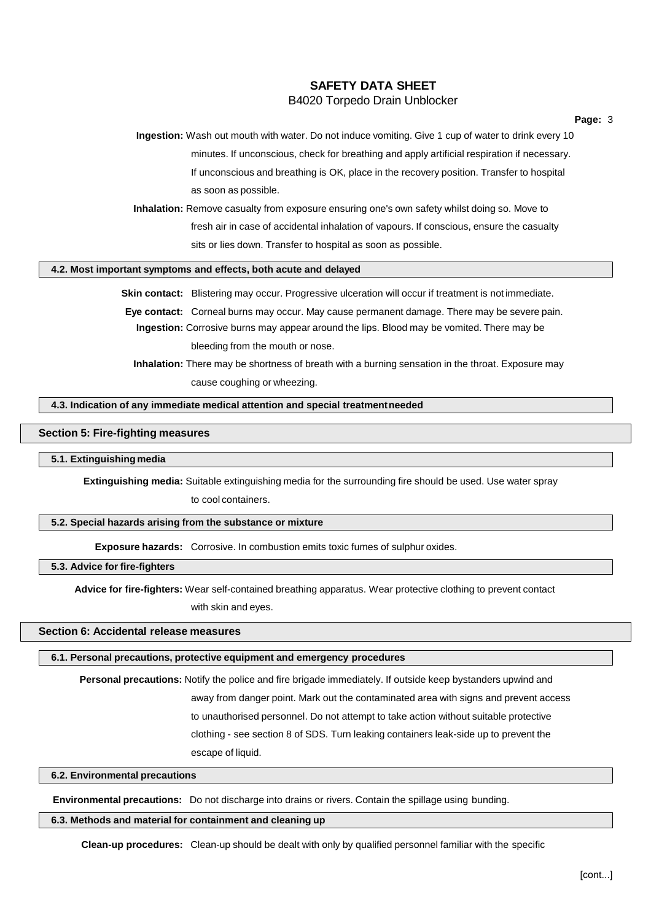**Ingestion:** Wash out mouth with water. Do not induce vomiting. Give 1 cup of water to drink every 10 minutes. If unconscious, check for breathing and apply artificial respiration if necessary. If unconscious and breathing is OK, place in the recovery position. Transfer to hospital as soon as possible.

**Inhalation:** Remove casualty from exposure ensuring one's own safety whilst doing so. Move to fresh air in case of accidental inhalation of vapours. If conscious, ensure the casualty sits or lies down. Transfer to hospital as soon as possible.

### 4.2. Most important symptoms and effects, both acute and delayed

**Skin contact:** Blistering may occur. Progressive ulceration will occur if treatment is not immediate.

**Eye contact:** Corneal burns may occur. May cause permanent damage. There may be severe pain.

**Ingestion:** Corrosive burns may appear around the lips. Blood may be vomited. There may be bleeding from the mouth or nose.

**Inhalation:** There may be shortness of breath with a burning sensation in the throat. Exposure may cause coughing or wheezing.

### 4.3. Indication of any immediate medical attention and special treatment needed

## Section 5: Fire-fighting measures

### 5.1. Extinguishing media

**Extinguishing media:** Suitable extinguishing media for the surrounding fire should be used. Use water spray to cool containers.

### 5.2. Special hazards arising from the substance or mixture

**Exposure hazards:** Corrosive. In combustion emits toxic fumes of sulphur oxides.

### 5.3. Advice for fire-fighters

**Advice for fire-fighters:** Wear self-contained breathing apparatus. Wear protective clothing to prevent contact with skin and eyes.

## Section 6: Accidental release measures

### 6.1. Personal precautions, protective equipment and emergency procedures

**Personal precautions:** Notify the police and fire brigade immediately. If outside keep bystanders upwind and away from danger point. Mark out the contaminated area with signs and prevent access to unauthorised personnel. Do not attempt to take action without suitable protective clothing - see section 8 of SDS. Turn leaking containers leak-side up to prevent the escape of liquid.

### 6.2. Environmental precautions

**Environmental precautions:** Do not discharge into drains or rivers. Contain the spillage using bunding.

### 6.3. Methods and material for containment and cleaning up

**Clean-up procedures:** Clean-up should be dealt with only by qualified personnel familiar with the specific

[cont...]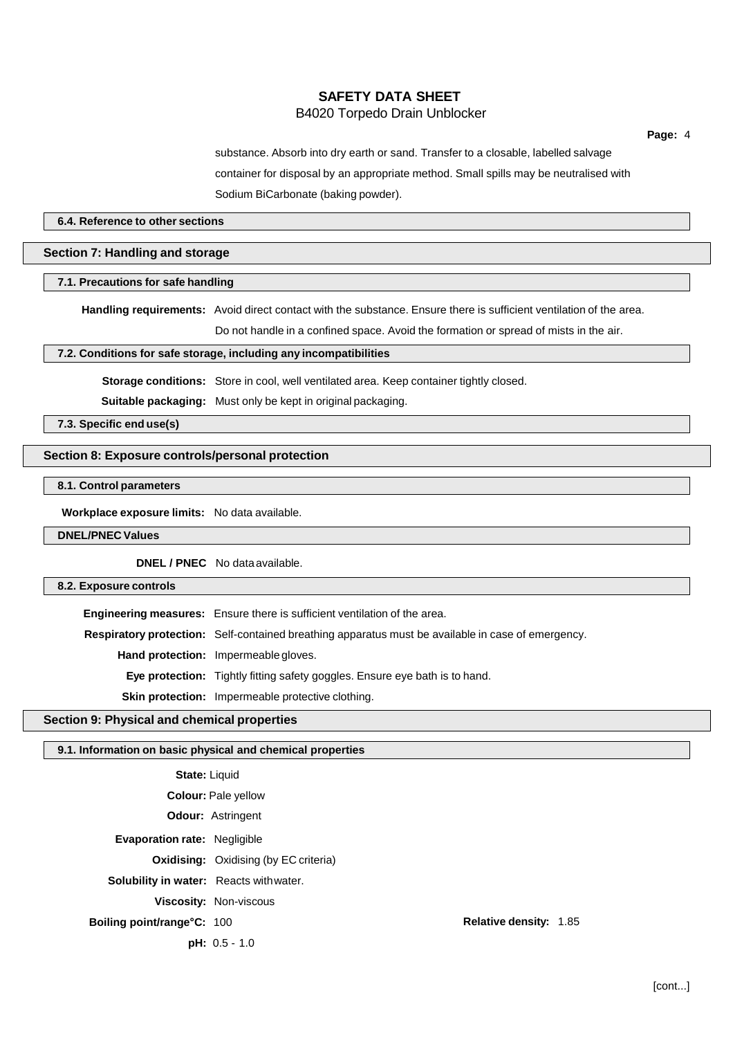substance. Absorb into dry earth or sand. Transfer to a closable, labelled salvage container for disposal by an appropriate method. Small spills may be neutralised with Sodium BiCarbonate (baking powder).

### 6.4. Reference to other sections

## Section 7: Handling and storage

### 7.1. Precautions for safe handling

**Handling requirements:** Avoid direct contact with the substance. Ensure there is sufficient ventilation of the area. Do not handle in a confined space. Avoid the formation or spread of mists in the air.

### 7.2. Conditions for safe storage, including any incompatibilities

**Storage conditions:** Store in cool, well ventilated area. Keep container tightly closed.

**Suitable packaging:** Must only be kept in original packaging.

### 7.3. Specific end use(s)

## Section 8: Exposure controls/personal protection

### 8.1. Control parameters

**Workplace exposure limits:** No data available.

### DNEL/PNEC Values

**DNEL / PNEC** No data available.

### 8.2. Exposure controls

**Engineering measures:** Ensure there is sufficient ventilation of the area.

**Respiratory protection:** Self-contained breathing apparatus must be available in case of emergency.

**Hand protection:** Impermeable gloves.

**Eye protection:** Tightly fitting safety goggles. Ensure eye bath is to hand.

**Skin protection:** Impermeable protective clothing.

## Section 9: Physical and chemical properties

### 9.1. Information on basic physical and chemical properties

**State:** Liquid

**Colour:** Pale yellow

**Odour:** Astringent

**Evaporation rate:** Negligible

**Oxidising:** Oxidising (by EC criteria)

**Solubility in water:** Reacts with water.

**Viscosity:** Non-viscous

**Boiling point/range°C:** 100

**Relative density:** 1.85

**pH:** 0.5 - 1.0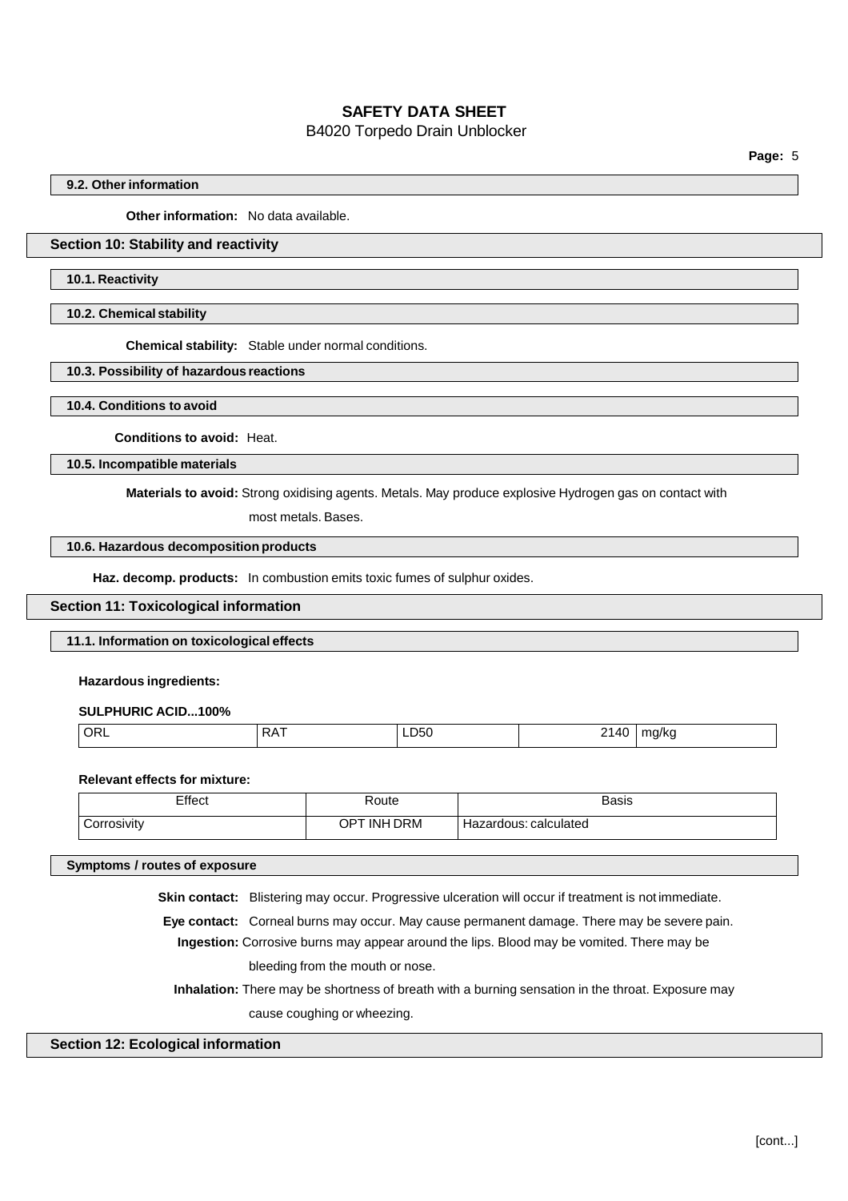### 9.2. Other information

**Other information:** No data available.

## Section 10: Stability and reactivity

### 10.1. Reactivity

### 10.2. Chemical stability

**Chemical stability:** Stable under normal conditions.

### 10.3. Possibility of hazardous reactions

### 10.4. Conditions to avoid

**Conditions to avoid:** Heat.

### 10.5. Incompatible materials

**Materials to avoid:** Strong oxidising agents. Metals. May produce explosive Hydrogen gas on contact with most metals. Bases.

### 10.6. Hazardous decomposition products

**Haz. decomp. products:** In combustion emits toxic fumes of sulphur oxides.

## Section 11: Toxicological information

### 11.1. Information on toxicological effects

**Hazardous ingredients:**

**SULPHURIC ACID...100%**

| ORL | RAT | LD50 | 2140 | mg/kg |
|---|---|---|---|---|

**Relevant effects for mixture:**

| Effect | Route | Basis |
|---|---|---|
| Corrosivity | OPT INH DRM | Hazardous: calculated |

### Symptoms / routes of exposure

**Skin contact:** Blistering may occur. Progressive ulceration will occur if treatment is not immediate.

**Eye contact:** Corneal burns may occur. May cause permanent damage. There may be severe pain.

**Ingestion:** Corrosive burns may appear around the lips. Blood may be vomited. There may be bleeding from the mouth or nose.

**Inhalation:** There may be shortness of breath with a burning sensation in the throat. Exposure may cause coughing or wheezing.

## Section 12: Ecological information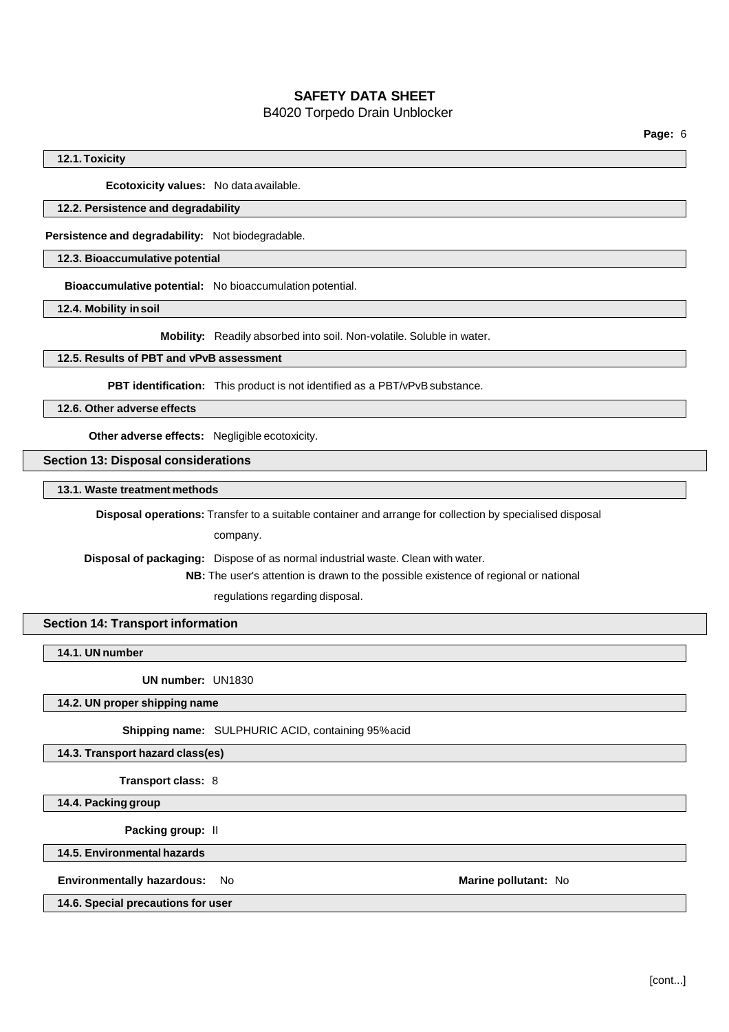### 12.1. Toxicity

**Ecotoxicity values:** No data available.

### 12.2. Persistence and degradability

**Persistence and degradability:** Not biodegradable.

### 12.3. Bioaccumulative potential

**Bioaccumulative potential:** No bioaccumulation potential.

### 12.4. Mobility in soil

**Mobility:** Readily absorbed into soil. Non-volatile. Soluble in water.

### 12.5. Results of PBT and vPvB assessment

**PBT identification:** This product is not identified as a PBT/vPvB substance.

### 12.6. Other adverse effects

**Other adverse effects:** Negligible ecotoxicity.

## Section 13: Disposal considerations

### 13.1. Waste treatment methods

**Disposal operations:** Transfer to a suitable container and arrange for collection by specialised disposal company.

**Disposal of packaging:** Dispose of as normal industrial waste. Clean with water.

**NB:** The user's attention is drawn to the possible existence of regional or national regulations regarding disposal.

## Section 14: Transport information

### 14.1. UN number

**UN number:** UN1830

### 14.2. UN proper shipping name

**Shipping name:** SULPHURIC ACID, containing 95% acid

### 14.3. Transport hazard class(es)

**Transport class:** 8

### 14.4. Packing group

**Packing group:** II

### 14.5. Environmental hazards

**Environmentally hazardous:** No

**Marine pollutant:** No

### 14.6. Special precautions for user

[cont...]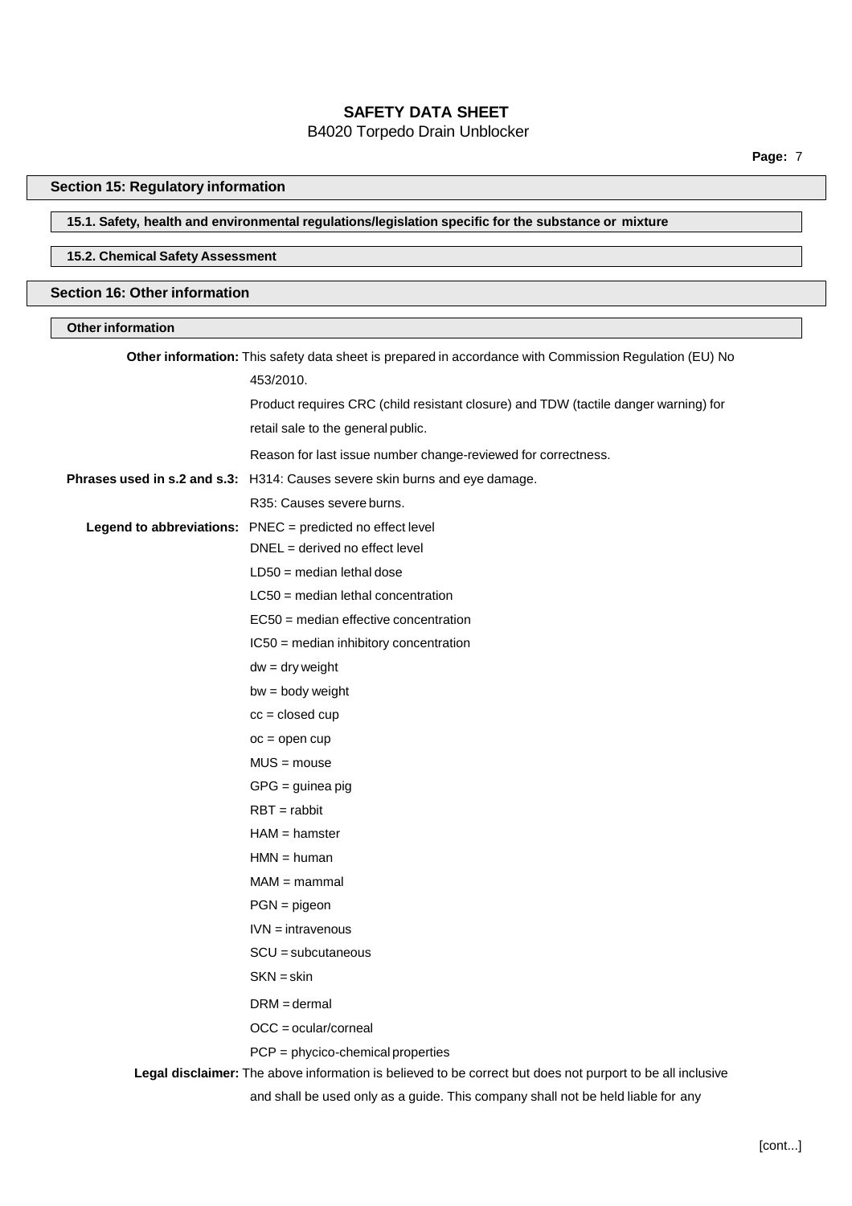## Section 15: Regulatory information

### 15.1. Safety, health and environmental regulations/legislation specific for the substance or mixture

### 15.2. Chemical Safety Assessment

## Section 16: Other information

### Other information

**Other information:** This safety data sheet is prepared in accordance with Commission Regulation (EU) No 453/2010.

Product requires CRC (child resistant closure) and TDW (tactile danger warning) for retail sale to the general public.

Reason for last issue number change-reviewed for correctness.

**Phrases used in s.2 and s.3:** H314: Causes severe skin burns and eye damage.

R35: Causes severe burns.

**Legend to abbreviations:** PNEC = predicted no effect level

DNEL = derived no effect level

LD50 = median lethal dose

LC50 = median lethal concentration

EC50 = median effective concentration

IC50 = median inhibitory concentration

dw = dry weight

bw = body weight

cc = closed cup

oc = open cup

MUS = mouse

GPG = guinea pig

RBT = rabbit

HAM = hamster

HMN = human

MAM = mammal

PGN = pigeon

IVN = intravenous

SCU = subcutaneous

SKN = skin

DRM = dermal

OCC = ocular/corneal

PCP = phycico-chemical properties

**Legal disclaimer:** The above information is believed to be correct but does not purport to be all inclusive and shall be used only as a guide. This company shall not be held liable for any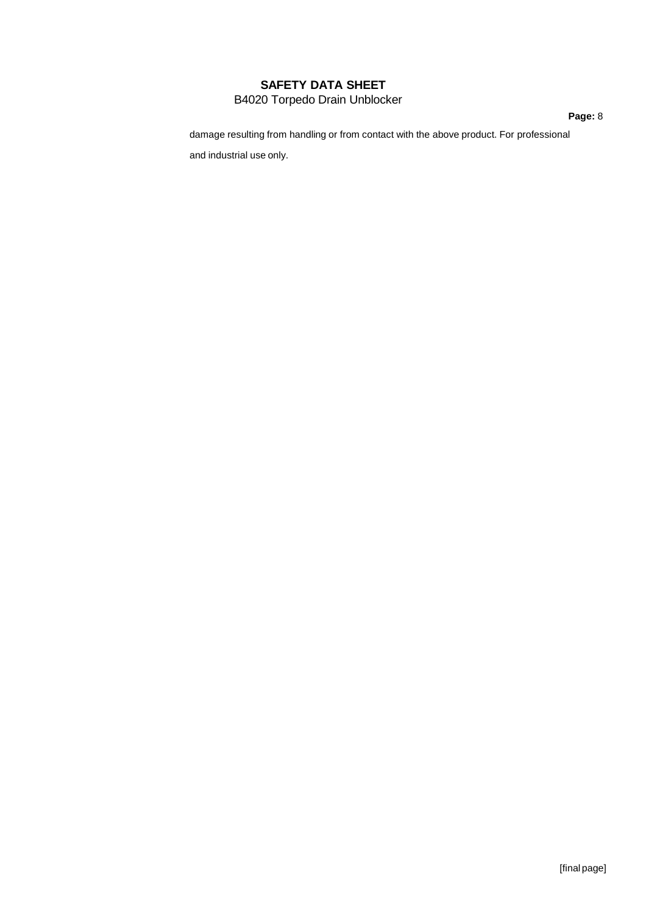damage resulting from handling or from contact with the above product. For professional and industrial use only.

[final page]